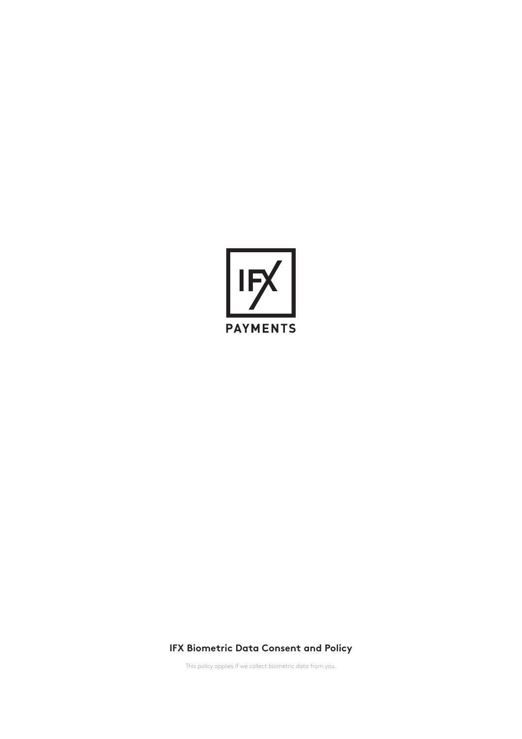IFX

PAYMENTS

# IFX Biometric Data Consent and Policy

This policy applies if we collect biometric data from you.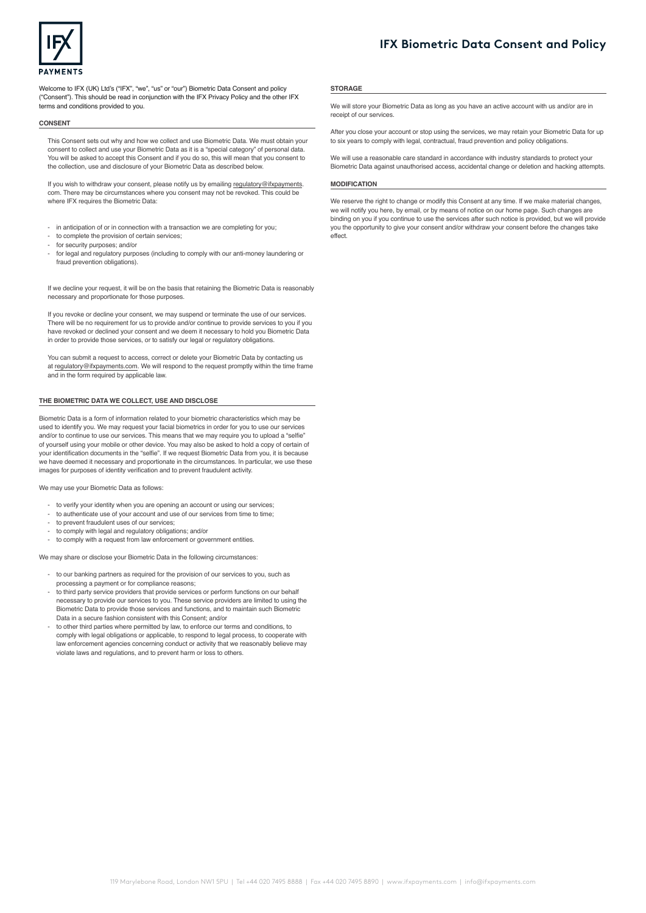# IFX Biometric Data Consent and Policy

Welcome to IFX (UK) Ltd's ("IFX", "we", "us" or "our") Biometric Data Consent and policy ("Consent"). This should be read in conjunction with the IFX Privacy Policy and the other IFX terms and conditions provided to you.

## CONSENT

This Consent sets out why and how we collect and use Biometric Data. We must obtain your consent to collect and use your Biometric Data as it is a "special category" of personal data. You will be asked to accept this Consent and if you do so, this will mean that you consent to the collection, use and disclosure of your Biometric Data as described below.

If you wish to withdraw your consent, please notify us by emailing regulatory@ifxpayments.com. There may be circumstances where you consent may not be revoked. This could be where IFX requires the Biometric Data:

- in anticipation of or in connection with a transaction we are completing for you;
- to complete the provision of certain services;
- for security purposes; and/or
- for legal and regulatory purposes (including to comply with our anti-money laundering or fraud prevention obligations).

If we decline your request, it will be on the basis that retaining the Biometric Data is reasonably necessary and proportionate for those purposes.

If you revoke or decline your consent, we may suspend or terminate the use of our services. There will be no requirement for us to provide and/or continue to provide services to you if you have revoked or declined your consent and we deem it necessary to hold you Biometric Data in order to provide those services, or to satisfy our legal or regulatory obligations.

You can submit a request to access, correct or delete your Biometric Data by contacting us at regulatory@ifxpayments.com. We will respond to the request promptly within the time frame and in the form required by applicable law.

## THE BIOMETRIC DATA WE COLLECT, USE AND DISCLOSE

Biometric Data is a form of information related to your biometric characteristics which may be used to identify you. We may request your facial biometrics in order for you to use our services and/or to continue to use our services. This means that we may require you to upload a "selfie" of yourself using your mobile or other device. You may also be asked to hold a copy of certain of your identification documents in the "selfie". If we request Biometric Data from you, it is because we have deemed it necessary and proportionate in the circumstances. In particular, we use these images for purposes of identity verification and to prevent fraudulent activity.

We may use your Biometric Data as follows:

- to verify your identity when you are opening an account or using our services;
- to authenticate use of your account and use of our services from time to time;
- to prevent fraudulent uses of our services;
- to comply with legal and regulatory obligations; and/or
- to comply with a request from law enforcement or government entities.

We may share or disclose your Biometric Data in the following circumstances:

- to our banking partners as required for the provision of our services to you, such as processing a payment or for compliance reasons;
- to third party service providers that provide services or perform functions on our behalf necessary to provide our services to you. These service providers are limited to using the Biometric Data to provide those services and functions, and to maintain such Biometric Data in a secure fashion consistent with this Consent; and/or
- to other third parties where permitted by law, to enforce our terms and conditions, to comply with legal obligations or applicable, to respond to legal process, to cooperate with law enforcement agencies concerning conduct or activity that we reasonably believe may violate laws and regulations, and to prevent harm or loss to others.

## STORAGE

We will store your Biometric Data as long as you have an active account with us and/or are in receipt of our services.

After you close your account or stop using the services, we may retain your Biometric Data for up to six years to comply with legal, contractual, fraud prevention and policy obligations.

We will use a reasonable care standard in accordance with industry standards to protect your Biometric Data against unauthorised access, accidental change or deletion and hacking attempts.

## MODIFICATION

We reserve the right to change or modify this Consent at any time. If we make material changes, we will notify you here, by email, or by means of notice on our home page. Such changes are binding on you if you continue to use the services after such notice is provided, but we will provide you the opportunity to give your consent and/or withdraw your consent before the changes take effect.

119 Marylebone Road, London NW1 5PU | Tel +44 020 7495 8888 | Fax +44 020 7495 8890 | www.ifxpayments.com | info@ifxpayments.com